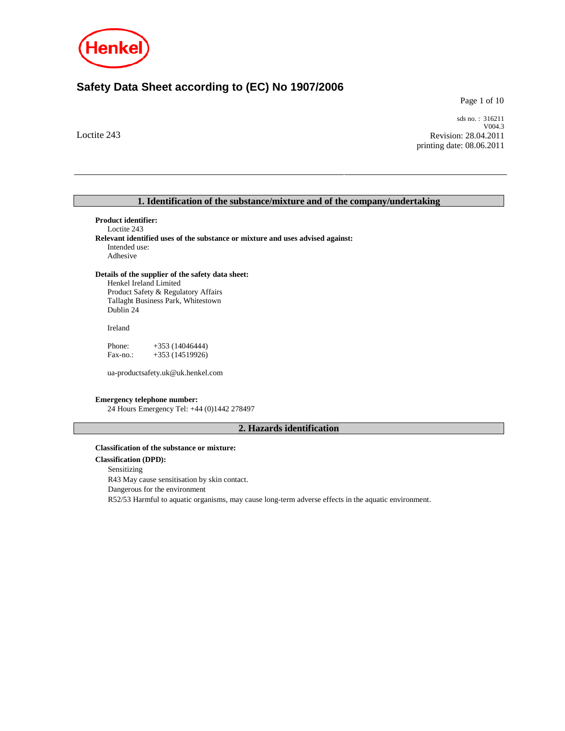# Safety Data Sheet according to (EC) No 1907/2006

Loctite 243

sds no. : 316211
V004.3
Revision: 28.04.2011
printing date: 08.06.2011

## 1. Identification of the substance/mixture and of the company/undertaking

**Product identifier:**
Loctite 243

**Relevant identified uses of the substance or mixture and uses advised against:**
Intended use:
Adhesive

**Details of the supplier of the safety data sheet:**
Henkel Ireland Limited
Product Safety & Regulatory Affairs
Tallaght Business Park, Whitestown
Dublin 24

Ireland

Phone: +353 (14046444)
Fax-no.: +353 (14519926)

ua-productsafety.uk@uk.henkel.com

**Emergency telephone number:**
24 Hours Emergency Tel: +44 (0)1442 278497

## 2. Hazards identification

**Classification of the substance or mixture:**

**Classification (DPD):**
Sensitizing
R43 May cause sensitisation by skin contact.
Dangerous for the environment
R52/53 Harmful to aquatic organisms, may cause long-term adverse effects in the aquatic environment.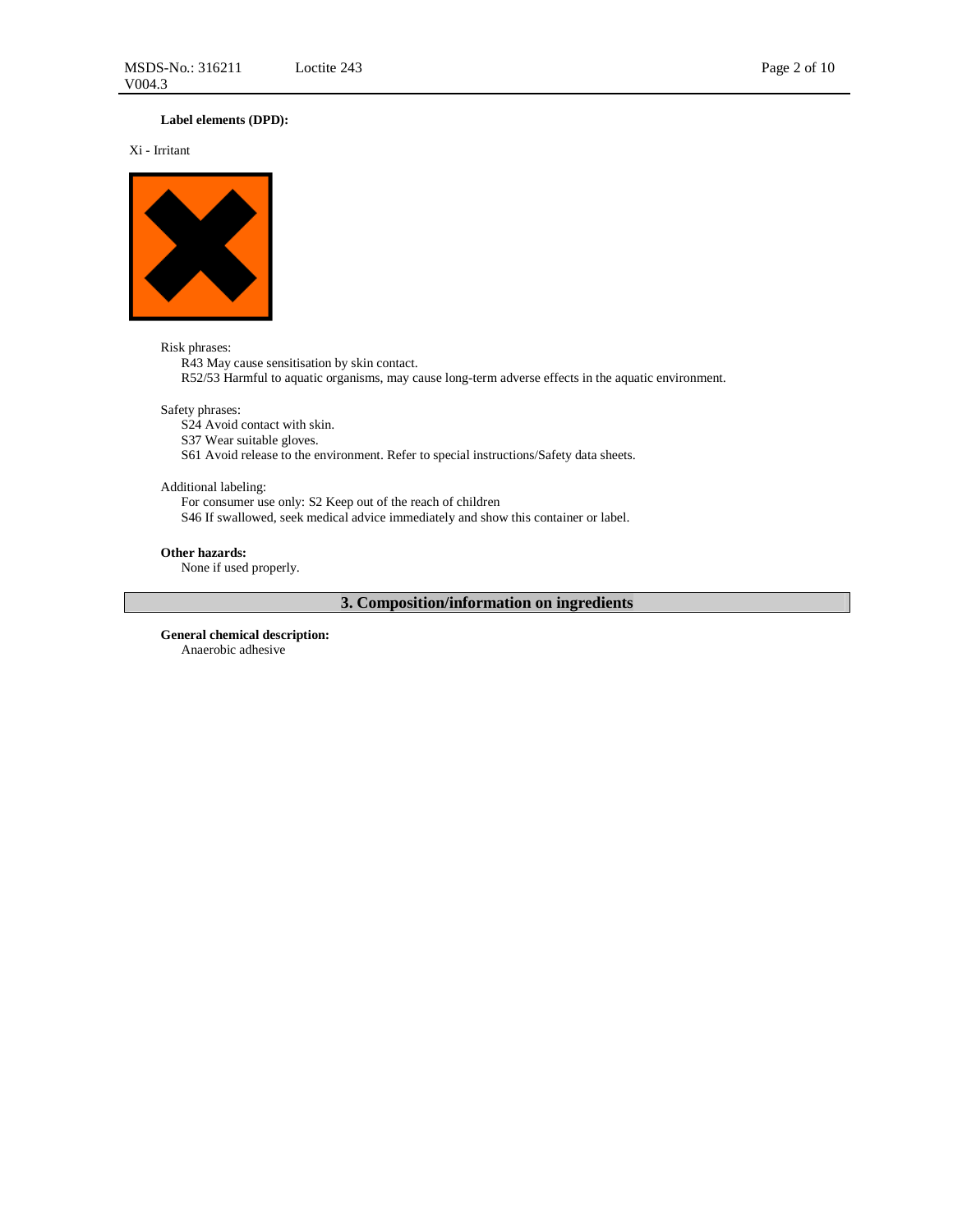**Label elements (DPD):**

Xi - Irritant

Risk phrases:

R43 May cause sensitisation by skin contact.
R52/53 Harmful to aquatic organisms, may cause long-term adverse effects in the aquatic environment.

Safety phrases:

S24 Avoid contact with skin.
S37 Wear suitable gloves.
S61 Avoid release to the environment. Refer to special instructions/Safety data sheets.

Additional labeling:

For consumer use only: S2 Keep out of the reach of children
S46 If swallowed, seek medical advice immediately and show this container or label.

**Other hazards:**

None if used properly.

## 3. Composition/information on ingredients

**General chemical description:**

Anaerobic adhesive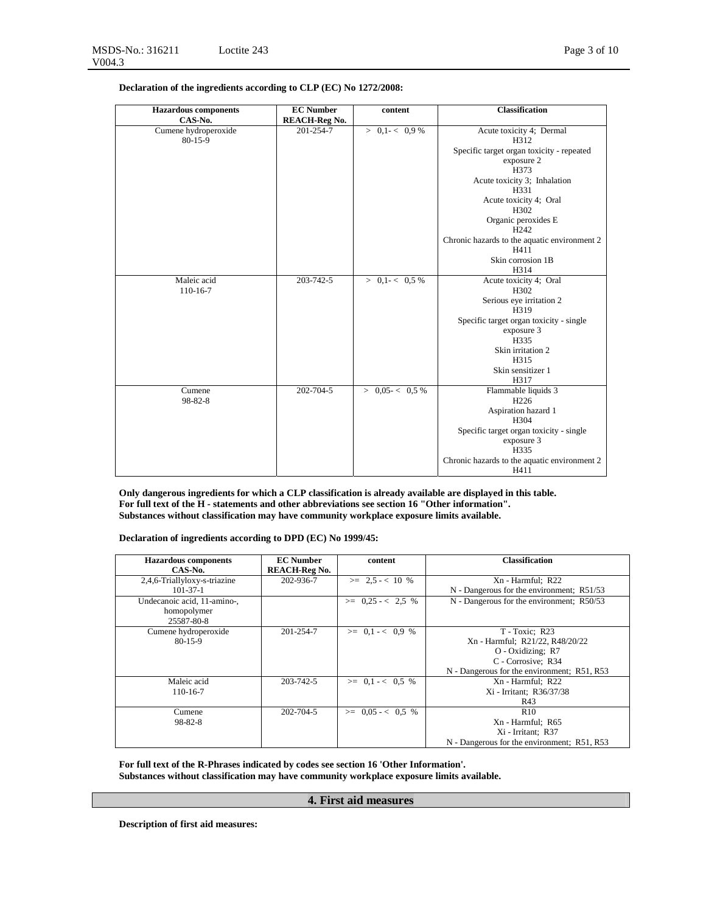**Declaration of the ingredients according to CLP (EC) No 1272/2008:**

| Hazardous components<br>CAS-No. | EC Number<br>REACH-Reg No. | content | Classification |
|---|---|---|---|
| Cumene hydroperoxide<br>80-15-9 | 201-254-7 | > 0,1- < 0,9 % | Acute toxicity 4; Dermal<br>H312<br>Specific target organ toxicity - repeated exposure 2<br>H373<br>Acute toxicity 3; Inhalation<br>H331<br>Acute toxicity 4; Oral<br>H302<br>Organic peroxides E<br>H242<br>Chronic hazards to the aquatic environment 2<br>H411<br>Skin corrosion 1B<br>H314 |
| Maleic acid<br>110-16-7 | 203-742-5 | > 0,1- < 0,5 % | Acute toxicity 4; Oral<br>H302<br>Serious eye irritation 2<br>H319<br>Specific target organ toxicity - single exposure 3<br>H335<br>Skin irritation 2<br>H315<br>Skin sensitizer 1<br>H317 |
| Cumene<br>98-82-8 | 202-704-5 | > 0,05- < 0,5 % | Flammable liquids 3<br>H226<br>Aspiration hazard 1<br>H304<br>Specific target organ toxicity - single exposure 3<br>H335<br>Chronic hazards to the aquatic environment 2<br>H411 |

**Only dangerous ingredients for which a CLP classification is already available are displayed in this table.**
**For full text of the H - statements and other abbreviations see section 16 "Other information".**
**Substances without classification may have community workplace exposure limits available.**

**Declaration of ingredients according to DPD (EC) No 1999/45:**

| Hazardous components<br>CAS-No. | EC Number<br>REACH-Reg No. | content | Classification |
|---|---|---|---|
| 2,4,6-Triallyloxy-s-triazine<br>101-37-1 | 202-936-7 | >= 2,5 - < 10 % | Xn - Harmful; R22<br>N - Dangerous for the environment; R51/53 |
| Undecanoic acid, 11-amino-, homopolymer<br>25587-80-8 | | >= 0,25 - < 2,5 % | N - Dangerous for the environment; R50/53 |
| Cumene hydroperoxide<br>80-15-9 | 201-254-7 | >= 0,1 - < 0,9 % | T - Toxic; R23<br>Xn - Harmful; R21/22, R48/20/22<br>O - Oxidizing; R7<br>C - Corrosive; R34<br>N - Dangerous for the environment; R51, R53 |
| Maleic acid<br>110-16-7 | 203-742-5 | >= 0,1 - < 0,5 % | Xn - Harmful; R22<br>Xi - Irritant; R36/37/38<br>R43 |
| Cumene<br>98-82-8 | 202-704-5 | >= 0,05 - < 0,5 % | R10<br>Xn - Harmful; R65<br>Xi - Irritant; R37<br>N - Dangerous for the environment; R51, R53 |

**For full text of the R-Phrases indicated by codes see section 16 'Other Information'.**
**Substances without classification may have community workplace exposure limits available.**

## 4. First aid measures

**Description of first aid measures:**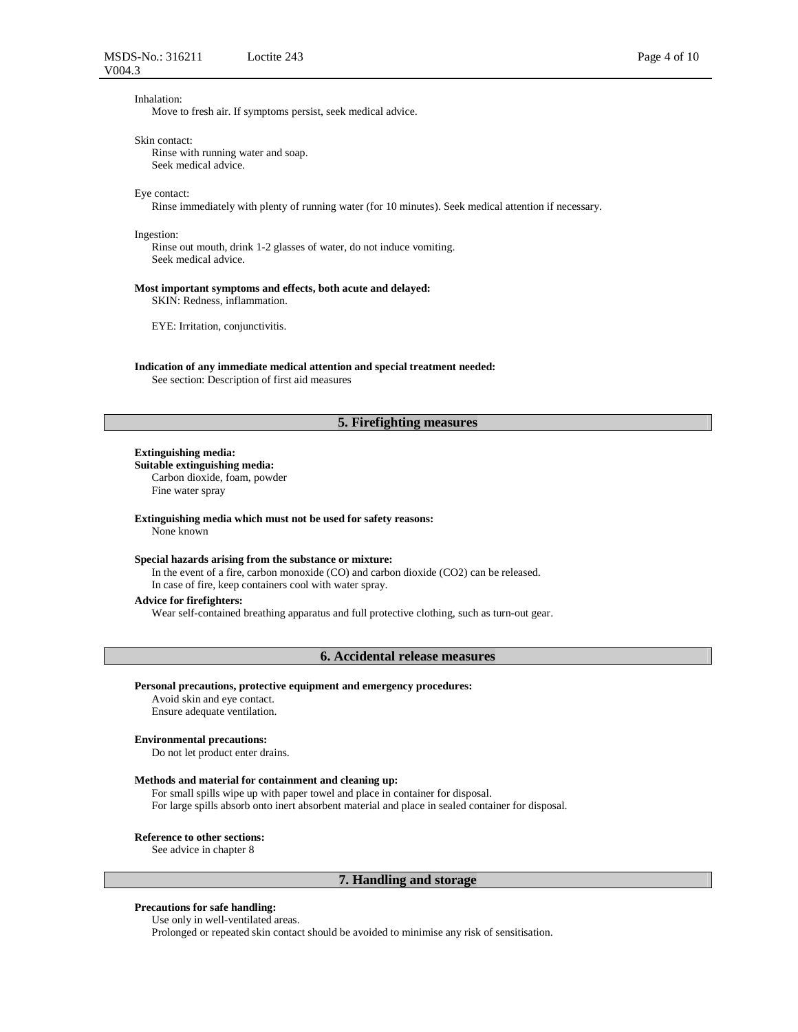Inhalation:
Move to fresh air. If symptoms persist, seek medical advice.

Skin contact:
Rinse with running water and soap.
Seek medical advice.

Eye contact:
Rinse immediately with plenty of running water (for 10 minutes). Seek medical attention if necessary.

Ingestion:
Rinse out mouth, drink 1-2 glasses of water, do not induce vomiting.
Seek medical advice.

**Most important symptoms and effects, both acute and delayed:**
SKIN: Redness, inflammation.

EYE: Irritation, conjunctivitis.

**Indication of any immediate medical attention and special treatment needed:**
See section: Description of first aid measures

## 5. Firefighting measures

**Extinguishing media:**
**Suitable extinguishing media:**
Carbon dioxide, foam, powder
Fine water spray

**Extinguishing media which must not be used for safety reasons:**
None known

**Special hazards arising from the substance or mixture:**
In the event of a fire, carbon monoxide (CO) and carbon dioxide ($CO_2$) can be released.
In case of fire, keep containers cool with water spray.

**Advice for firefighters:**
Wear self-contained breathing apparatus and full protective clothing, such as turn-out gear.

## 6. Accidental release measures

**Personal precautions, protective equipment and emergency procedures:**
Avoid skin and eye contact.
Ensure adequate ventilation.

**Environmental precautions:**
Do not let product enter drains.

**Methods and material for containment and cleaning up:**
For small spills wipe up with paper towel and place in container for disposal.
For large spills absorb onto inert absorbent material and place in sealed container for disposal.

**Reference to other sections:**
See advice in chapter 8

## 7. Handling and storage

**Precautions for safe handling:**
Use only in well-ventilated areas.
Prolonged or repeated skin contact should be avoided to minimise any risk of sensitisation.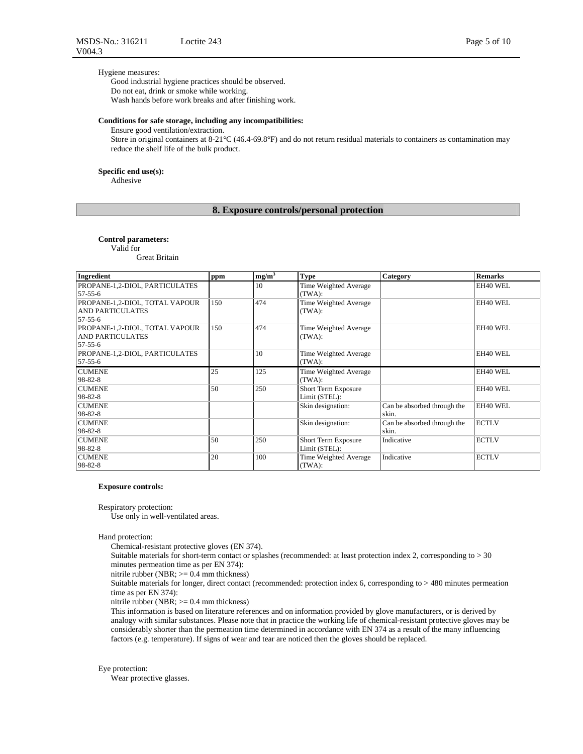Hygiene measures:
Good industrial hygiene practices should be observed.
Do not eat, drink or smoke while working.
Wash hands before work breaks and after finishing work.

**Conditions for safe storage, including any incompatibilities:**
Ensure good ventilation/extraction.
Store in original containers at 8-21°C (46.4-69.8°F) and do not return residual materials to containers as contamination may reduce the shelf life of the bulk product.

**Specific end use(s):**
Adhesive

## 8. Exposure controls/personal protection

**Control parameters:**
Valid for
Great Britain

| Ingredient | ppm | mg/m³ | Type | Category | Remarks |
|---|---|---|---|---|---|
| PROPANE-1,2-DIOL, PARTICULATES 57-55-6 | | 10 | Time Weighted Average (TWA): | | EH40 WEL |
| PROPANE-1,2-DIOL, TOTAL VAPOUR AND PARTICULATES 57-55-6 | 150 | 474 | Time Weighted Average (TWA): | | EH40 WEL |
| PROPANE-1,2-DIOL, TOTAL VAPOUR AND PARTICULATES 57-55-6 | 150 | 474 | Time Weighted Average (TWA): | | EH40 WEL |
| PROPANE-1,2-DIOL, PARTICULATES 57-55-6 | | 10 | Time Weighted Average (TWA): | | EH40 WEL |
| CUMENE 98-82-8 | 25 | 125 | Time Weighted Average (TWA): | | EH40 WEL |
| CUMENE 98-82-8 | 50 | 250 | Short Term Exposure Limit (STEL): | | EH40 WEL |
| CUMENE 98-82-8 | | | Skin designation: | Can be absorbed through the skin. | EH40 WEL |
| CUMENE 98-82-8 | | | Skin designation: | Can be absorbed through the skin. | ECTLV |
| CUMENE 98-82-8 | 50 | 250 | Short Term Exposure Limit (STEL): | Indicative | ECTLV |
| CUMENE 98-82-8 | 20 | 100 | Time Weighted Average (TWA): | Indicative | ECTLV |

**Exposure controls:**

Respiratory protection:
Use only in well-ventilated areas.

Hand protection:
Chemical-resistant protective gloves (EN 374).
Suitable materials for short-term contact or splashes (recommended: at least protection index 2, corresponding to > 30 minutes permeation time as per EN 374):
nitrile rubber (NBR; >= 0.4 mm thickness)
Suitable materials for longer, direct contact (recommended: protection index 6, corresponding to > 480 minutes permeation time as per EN 374):
nitrile rubber (NBR; >= 0.4 mm thickness)
This information is based on literature references and on information provided by glove manufacturers, or is derived by analogy with similar substances. Please note that in practice the working life of chemical-resistant protective gloves may be considerably shorter than the permeation time determined in accordance with EN 374 as a result of the many influencing factors (e.g. temperature). If signs of wear and tear are noticed then the gloves should be replaced.

Eye protection:
Wear protective glasses.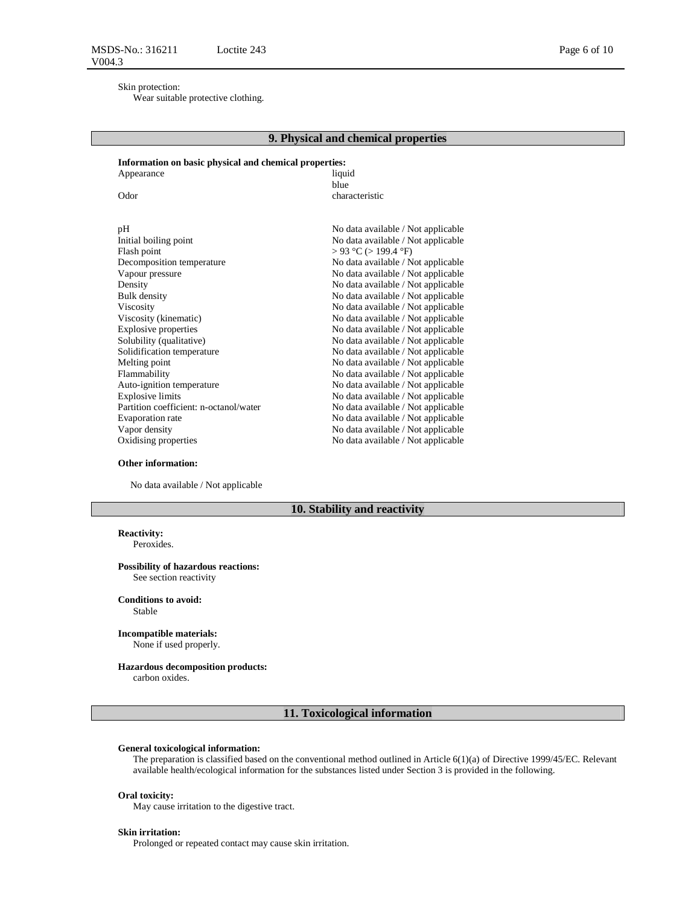Skin protection:
Wear suitable protective clothing.

## 9. Physical and chemical properties

**Information on basic physical and chemical properties:**

| | |
|---|---|
| Appearance | liquid<br>blue |
| Odor | characteristic |
| pH | No data available / Not applicable |
| Initial boiling point | No data available / Not applicable |
| Flash point | > 93 °C (> 199.4 °F) |
| Decomposition temperature | No data available / Not applicable |
| Vapour pressure | No data available / Not applicable |
| Density | No data available / Not applicable |
| Bulk density | No data available / Not applicable |
| Viscosity | No data available / Not applicable |
| Viscosity (kinematic) | No data available / Not applicable |
| Explosive properties | No data available / Not applicable |
| Solubility (qualitative) | No data available / Not applicable |
| Solidification temperature | No data available / Not applicable |
| Melting point | No data available / Not applicable |
| Flammability | No data available / Not applicable |
| Auto-ignition temperature | No data available / Not applicable |
| Explosive limits | No data available / Not applicable |
| Partition coefficient: n-octanol/water | No data available / Not applicable |
| Evaporation rate | No data available / Not applicable |
| Vapor density | No data available / Not applicable |
| Oxidising properties | No data available / Not applicable |

**Other information:**

No data available / Not applicable

## 10. Stability and reactivity

**Reactivity:**
Peroxides.

**Possibility of hazardous reactions:**
See section reactivity

**Conditions to avoid:**
Stable

**Incompatible materials:**
None if used properly.

**Hazardous decomposition products:**
carbon oxides.

## 11. Toxicological information

**General toxicological information:**
The preparation is classified based on the conventional method outlined in Article 6(1)(a) of Directive 1999/45/EC. Relevant available health/ecological information for the substances listed under Section 3 is provided in the following.

**Oral toxicity:**
May cause irritation to the digestive tract.

**Skin irritation:**
Prolonged or repeated contact may cause skin irritation.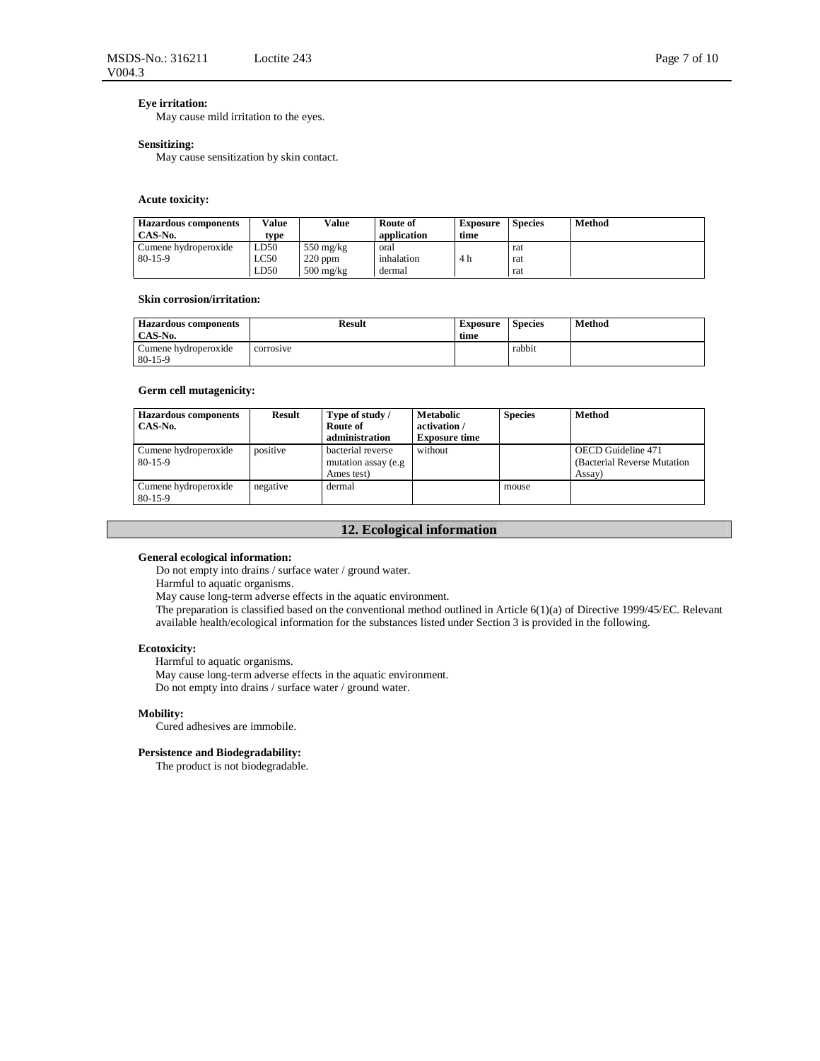**Eye irritation:**
May cause mild irritation to the eyes.

**Sensitizing:**
May cause sensitization by skin contact.

**Acute toxicity:**

| Hazardous components CAS-No. | Value type | Value | Route of application | Exposure time | Species | Method |
|---|---|---|---|---|---|---|
| Cumene hydroperoxide 80-15-9 | LD50<br>LC50<br>LD50 | 550 mg/kg<br>220 ppm<br>500 mg/kg | oral<br>inhalation<br>dermal | <br>4 h<br> | rat<br>rat<br>rat | |

**Skin corrosion/irritation:**

| Hazardous components CAS-No. | Result | Exposure time | Species | Method |
|---|---|---|---|---|
| Cumene hydroperoxide 80-15-9 | corrosive | | rabbit | |

**Germ cell mutagenicity:**

| Hazardous components CAS-No. | Result | Type of study / Route of administration | Metabolic activation / Exposure time | Species | Method |
|---|---|---|---|---|---|
| Cumene hydroperoxide 80-15-9 | positive | bacterial reverse mutation assay (e.g Ames test) | without | | OECD Guideline 471 (Bacterial Reverse Mutation Assay) |
| Cumene hydroperoxide 80-15-9 | negative | dermal | | mouse | |

## 12. Ecological information

**General ecological information:**
Do not empty into drains / surface water / ground water.
Harmful to aquatic organisms.
May cause long-term adverse effects in the aquatic environment.
The preparation is classified based on the conventional method outlined in Article 6(1)(a) of Directive 1999/45/EC. Relevant available health/ecological information for the substances listed under Section 3 is provided in the following.

**Ecotoxicity:**
Harmful to aquatic organisms.
May cause long-term adverse effects in the aquatic environment.
Do not empty into drains / surface water / ground water.

**Mobility:**
Cured adhesives are immobile.

**Persistence and Biodegradability:**
The product is not biodegradable.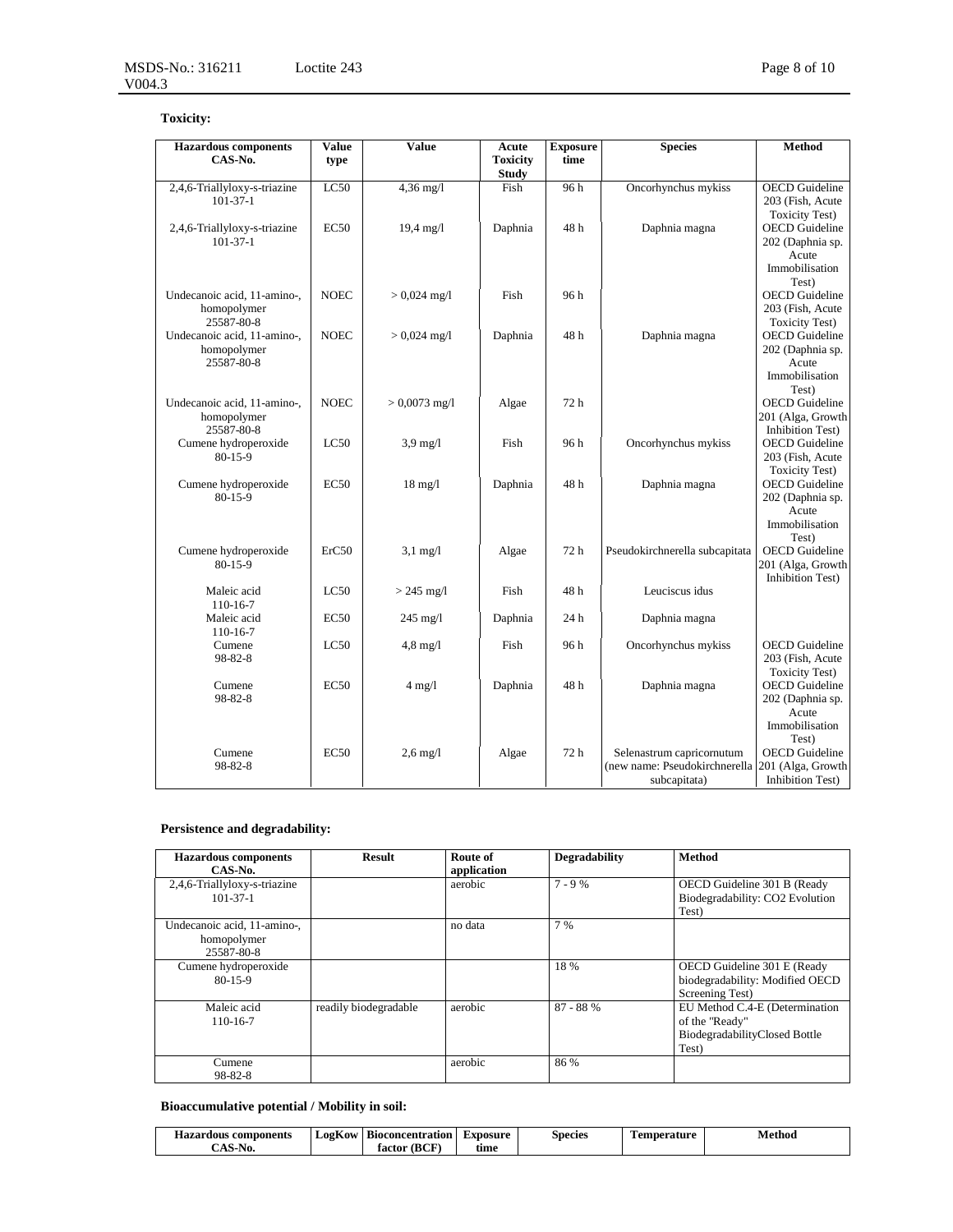**Toxicity:**

| Hazardous components CAS-No. | Value type | Value | Acute Toxicity Study | Exposure time | Species | Method |
|---|---|---|---|---|---|---|
| 2,4,6-Triallyloxy-s-triazine 101-37-1 | LC50 | 4,36 mg/l | Fish | 96 h | Oncorhynchus mykiss | OECD Guideline 203 (Fish, Acute Toxicity Test) |
| 2,4,6-Triallyloxy-s-triazine 101-37-1 | EC50 | 19,4 mg/l | Daphnia | 48 h | Daphnia magna | OECD Guideline 202 (Daphnia sp. Acute Immobilisation Test) |
| Undecanoic acid, 11-amino-, homopolymer 25587-80-8 | NOEC | > 0,024 mg/l | Fish | 96 h | | OECD Guideline 203 (Fish, Acute Toxicity Test) |
| Undecanoic acid, 11-amino-, homopolymer 25587-80-8 | NOEC | > 0,024 mg/l | Daphnia | 48 h | Daphnia magna | OECD Guideline 202 (Daphnia sp. Acute Immobilisation Test) |
| Undecanoic acid, 11-amino-, homopolymer 25587-80-8 | NOEC | > 0,0073 mg/l | Algae | 72 h | | OECD Guideline 201 (Alga, Growth Inhibition Test) |
| Cumene hydroperoxide 80-15-9 | LC50 | 3,9 mg/l | Fish | 96 h | Oncorhynchus mykiss | OECD Guideline 203 (Fish, Acute Toxicity Test) |
| Cumene hydroperoxide 80-15-9 | EC50 | 18 mg/l | Daphnia | 48 h | Daphnia magna | OECD Guideline 202 (Daphnia sp. Acute Immobilisation Test) |
| Cumene hydroperoxide 80-15-9 | ErC50 | 3,1 mg/l | Algae | 72 h | Pseudokirchnerella subcapitata | OECD Guideline 201 (Alga, Growth Inhibition Test) |
| Maleic acid 110-16-7 | LC50 | > 245 mg/l | Fish | 48 h | Leuciscus idus | |
| Maleic acid 110-16-7 | EC50 | 245 mg/l | Daphnia | 24 h | Daphnia magna | |
| Cumene 98-82-8 | LC50 | 4,8 mg/l | Fish | 96 h | Oncorhynchus mykiss | OECD Guideline 203 (Fish, Acute Toxicity Test) |
| Cumene 98-82-8 | EC50 | 4 mg/l | Daphnia | 48 h | Daphnia magna | OECD Guideline 202 (Daphnia sp. Acute Immobilisation Test) |
| Cumene 98-82-8 | EC50 | 2,6 mg/l | Algae | 72 h | Selenastrum capricornutum (new name: Pseudokirchnerella subcapitata) | OECD Guideline 201 (Alga, Growth Inhibition Test) |

**Persistence and degradability:**

| Hazardous components CAS-No. | Result | Route of application | Degradability | Method |
|---|---|---|---|---|
| 2,4,6-Triallyloxy-s-triazine 101-37-1 | | aerobic | 7 - 9 % | OECD Guideline 301 B (Ready Biodegradability: CO2 Evolution Test) |
| Undecanoic acid, 11-amino-, homopolymer 25587-80-8 | | no data | 7 % | |
| Cumene hydroperoxide 80-15-9 | | | 18 % | OECD Guideline 301 E (Ready biodegradability: Modified OECD Screening Test) |
| Maleic acid 110-16-7 | readily biodegradable | aerobic | 87 - 88 % | EU Method C.4-E (Determination of the "Ready" BiodegradabilityClosed Bottle Test) |
| Cumene 98-82-8 | | aerobic | 86 % | |

**Bioaccumulative potential / Mobility in soil:**

| Hazardous components CAS-No. | LogKow | Bioconcentration factor (BCF) | Exposure time | Species | Temperature | Method |
|---|---|---|---|---|---|---|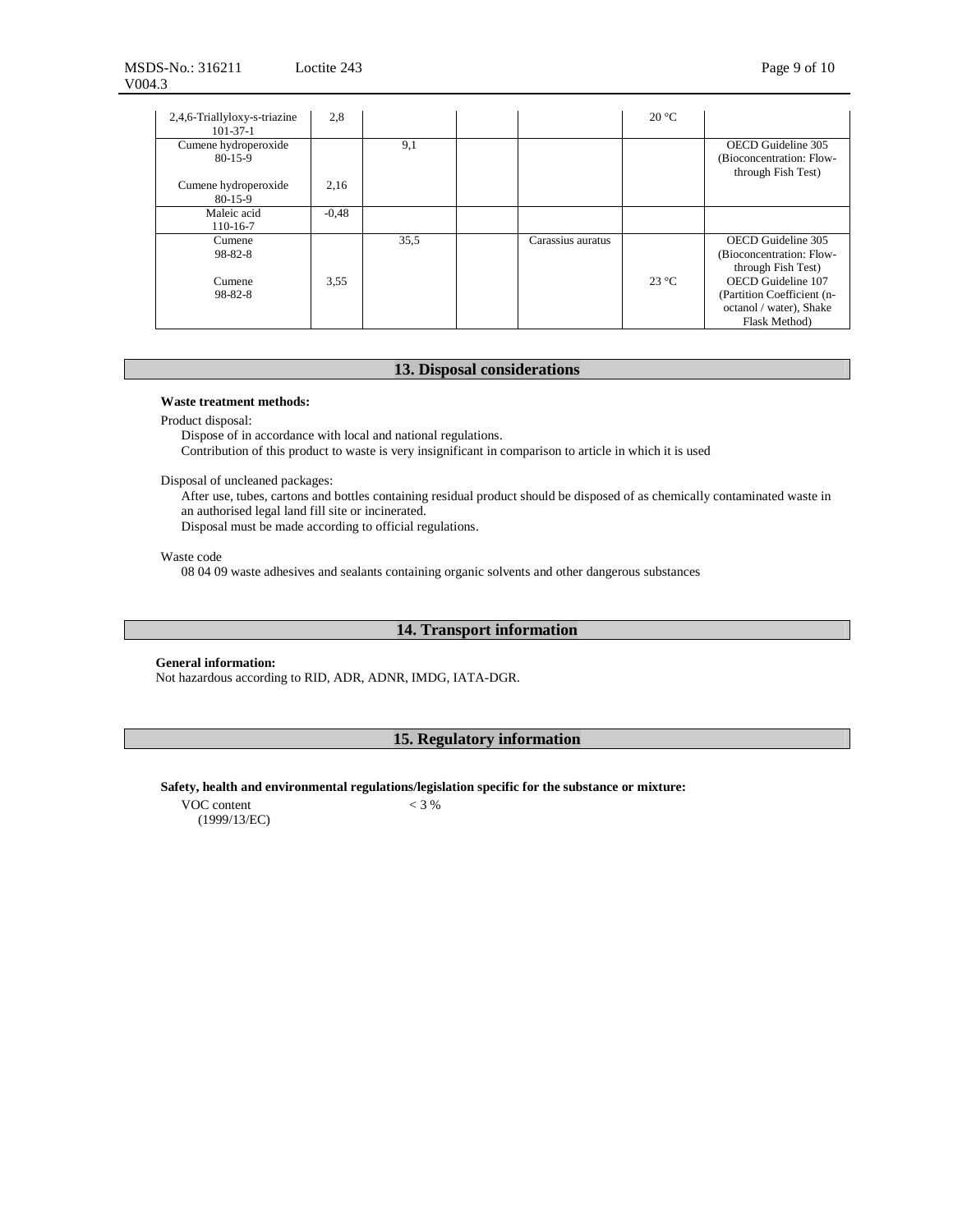| | | | | | | |
|---|---|---|---|---|---|---|
| 2,4,6-Triallyloxy-s-triazine 101-37-1 | 2,8 | | | | 20 °C | |
| Cumene hydroperoxide 80-15-9 | | 9,1 | | | | OECD Guideline 305 (Bioconcentration: Flow-through Fish Test) |
| Cumene hydroperoxide 80-15-9 | 2,16 | | | | | |
| Maleic acid 110-16-7 | -0,48 | | | | | |
| Cumene 98-82-8 | | 35,5 | | Carassius auratus | | OECD Guideline 305 (Bioconcentration: Flow-through Fish Test) |
| Cumene 98-82-8 | 3,55 | | | | 23 °C | OECD Guideline 107 (Partition Coefficient (n-octanol / water), Shake Flask Method) |

## 13. Disposal considerations

**Waste treatment methods:**

Product disposal:

Dispose of in accordance with local and national regulations.
Contribution of this product to waste is very insignificant in comparison to article in which it is used

Disposal of uncleaned packages:

After use, tubes, cartons and bottles containing residual product should be disposed of as chemically contaminated waste in an authorised legal land fill site or incinerated.
Disposal must be made according to official regulations.

Waste code

08 04 09 waste adhesives and sealants containing organic solvents and other dangerous substances

## 14. Transport information

**General information:**
Not hazardous according to RID, ADR, ADNR, IMDG, IATA-DGR.

## 15. Regulatory information

**Safety, health and environmental regulations/legislation specific for the substance or mixture:**

VOC content (1999/13/EC) < 3 %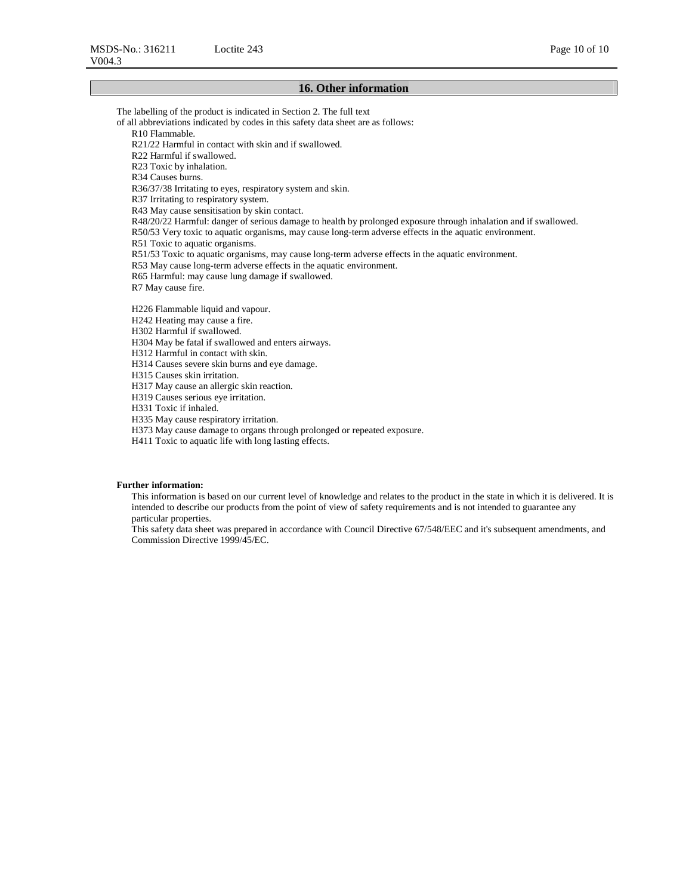## 16. Other information

The labelling of the product is indicated in Section 2. The full text
of all abbreviations indicated by codes in this safety data sheet are as follows:

R10 Flammable.
R21/22 Harmful in contact with skin and if swallowed.
R22 Harmful if swallowed.
R23 Toxic by inhalation.
R34 Causes burns.
R36/37/38 Irritating to eyes, respiratory system and skin.
R37 Irritating to respiratory system.
R43 May cause sensitisation by skin contact.
R48/20/22 Harmful: danger of serious damage to health by prolonged exposure through inhalation and if swallowed.
R50/53 Very toxic to aquatic organisms, may cause long-term adverse effects in the aquatic environment.
R51 Toxic to aquatic organisms.
R51/53 Toxic to aquatic organisms, may cause long-term adverse effects in the aquatic environment.
R53 May cause long-term adverse effects in the aquatic environment.
R65 Harmful: may cause lung damage if swallowed.
R7 May cause fire.

H226 Flammable liquid and vapour.
H242 Heating may cause a fire.
H302 Harmful if swallowed.
H304 May be fatal if swallowed and enters airways.
H312 Harmful in contact with skin.
H314 Causes severe skin burns and eye damage.
H315 Causes skin irritation.
H317 May cause an allergic skin reaction.
H319 Causes serious eye irritation.
H331 Toxic if inhaled.
H335 May cause respiratory irritation.
H373 May cause damage to organs through prolonged or repeated exposure.
H411 Toxic to aquatic life with long lasting effects.

**Further information:**

This information is based on our current level of knowledge and relates to the product in the state in which it is delivered. It is intended to describe our products from the point of view of safety requirements and is not intended to guarantee any particular properties.
This safety data sheet was prepared in accordance with Council Directive 67/548/EEC and it's subsequent amendments, and Commission Directive 1999/45/EC.